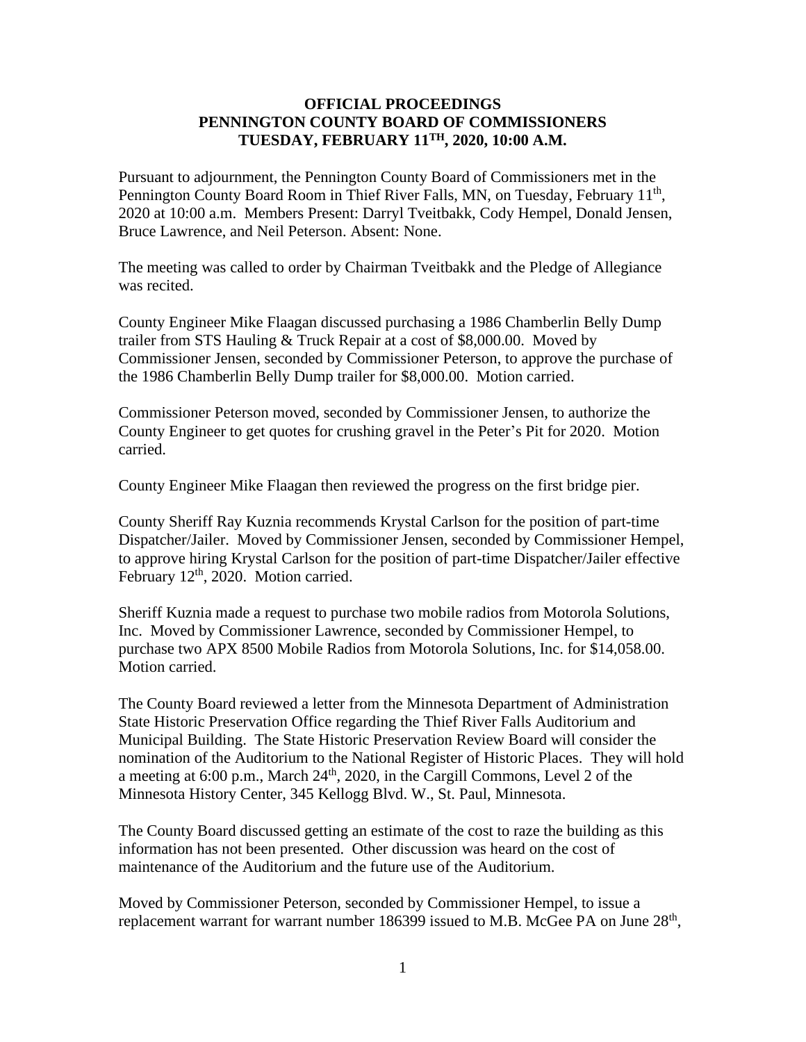**OFFICIAL PROCEEDINGS**
**PENNINGTON COUNTY BOARD OF COMMISSIONERS**
**TUESDAY, FEBRUARY 11TH, 2020, 10:00 A.M.**

Pursuant to adjournment, the Pennington County Board of Commissioners met in the Pennington County Board Room in Thief River Falls, MN, on Tuesday, February 11th, 2020 at 10:00 a.m. Members Present: Darryl Tveitbakk, Cody Hempel, Donald Jensen, Bruce Lawrence, and Neil Peterson. Absent: None.

The meeting was called to order by Chairman Tveitbakk and the Pledge of Allegiance was recited.

County Engineer Mike Flaagan discussed purchasing a 1986 Chamberlin Belly Dump trailer from STS Hauling & Truck Repair at a cost of $8,000.00. Moved by Commissioner Jensen, seconded by Commissioner Peterson, to approve the purchase of the 1986 Chamberlin Belly Dump trailer for $8,000.00. Motion carried.

Commissioner Peterson moved, seconded by Commissioner Jensen, to authorize the County Engineer to get quotes for crushing gravel in the Peter's Pit for 2020. Motion carried.

County Engineer Mike Flaagan then reviewed the progress on the first bridge pier.

County Sheriff Ray Kuznia recommends Krystal Carlson for the position of part-time Dispatcher/Jailer. Moved by Commissioner Jensen, seconded by Commissioner Hempel, to approve hiring Krystal Carlson for the position of part-time Dispatcher/Jailer effective February 12th, 2020. Motion carried.

Sheriff Kuznia made a request to purchase two mobile radios from Motorola Solutions, Inc. Moved by Commissioner Lawrence, seconded by Commissioner Hempel, to purchase two APX 8500 Mobile Radios from Motorola Solutions, Inc. for $14,058.00. Motion carried.

The County Board reviewed a letter from the Minnesota Department of Administration State Historic Preservation Office regarding the Thief River Falls Auditorium and Municipal Building. The State Historic Preservation Review Board will consider the nomination of the Auditorium to the National Register of Historic Places. They will hold a meeting at 6:00 p.m., March 24th, 2020, in the Cargill Commons, Level 2 of the Minnesota History Center, 345 Kellogg Blvd. W., St. Paul, Minnesota.

The County Board discussed getting an estimate of the cost to raze the building as this information has not been presented. Other discussion was heard on the cost of maintenance of the Auditorium and the future use of the Auditorium.

Moved by Commissioner Peterson, seconded by Commissioner Hempel, to issue a replacement warrant for warrant number 186399 issued to M.B. McGee PA on June 28th,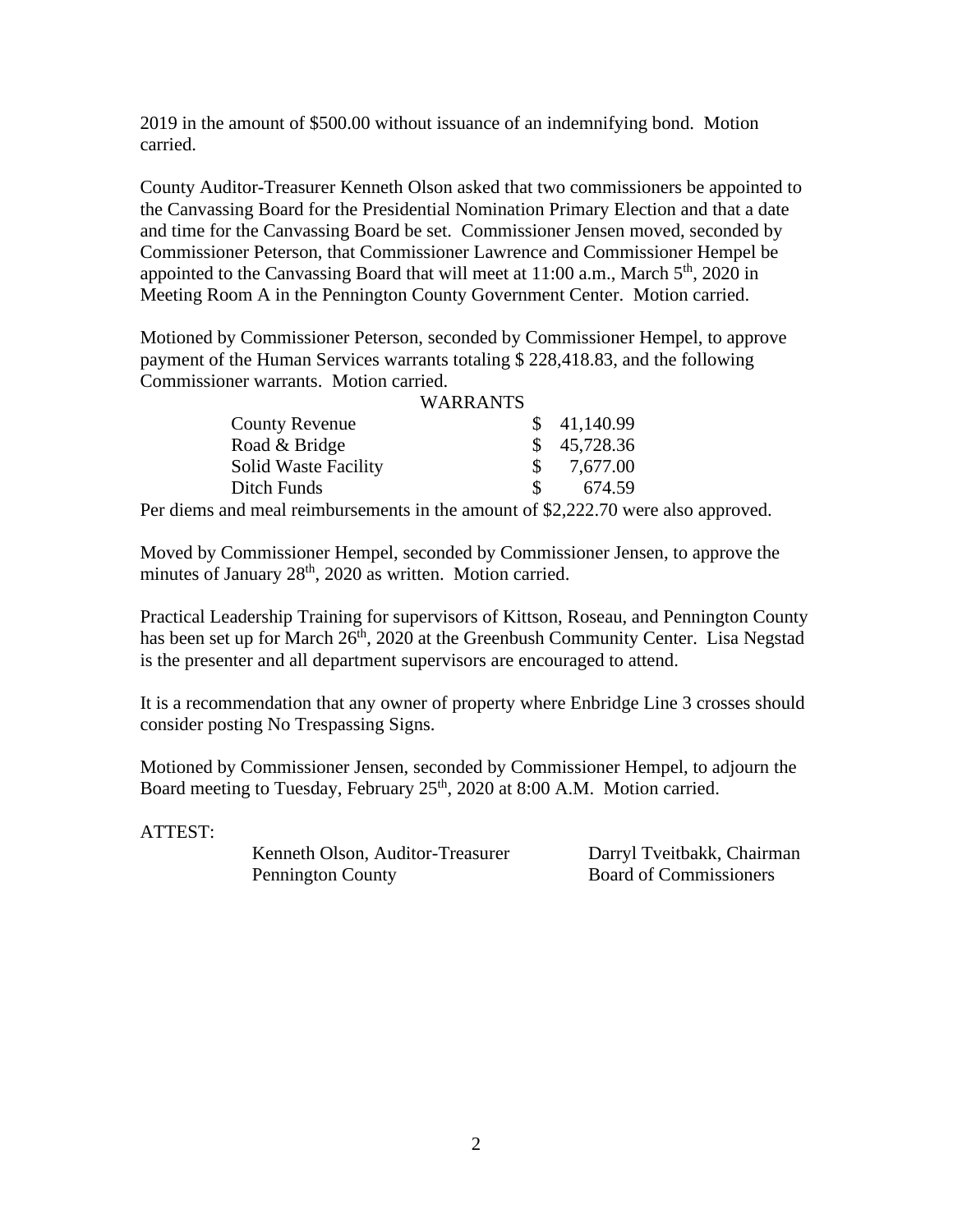2019 in the amount of $500.00 without issuance of an indemnifying bond. Motion carried.

County Auditor-Treasurer Kenneth Olson asked that two commissioners be appointed to the Canvassing Board for the Presidential Nomination Primary Election and that a date and time for the Canvassing Board be set. Commissioner Jensen moved, seconded by Commissioner Peterson, that Commissioner Lawrence and Commissioner Hempel be appointed to the Canvassing Board that will meet at 11:00 a.m., March 5th, 2020 in Meeting Room A in the Pennington County Government Center. Motion carried.

Motioned by Commissioner Peterson, seconded by Commissioner Hempel, to approve payment of the Human Services warrants totaling $ 228,418.83, and the following Commissioner warrants. Motion carried.

WARRANTS

| | |
|---|---|
| County Revenue | $ 41,140.99 |
| Road & Bridge | $ 45,728.36 |
| Solid Waste Facility | $ 7,677.00 |
| Ditch Funds | $ 674.59 |

Per diems and meal reimbursements in the amount of $2,222.70 were also approved.

Moved by Commissioner Hempel, seconded by Commissioner Jensen, to approve the minutes of January 28th, 2020 as written. Motion carried.

Practical Leadership Training for supervisors of Kittson, Roseau, and Pennington County has been set up for March 26th, 2020 at the Greenbush Community Center. Lisa Negstad is the presenter and all department supervisors are encouraged to attend.

It is a recommendation that any owner of property where Enbridge Line 3 crosses should consider posting No Trespassing Signs.

Motioned by Commissioner Jensen, seconded by Commissioner Hempel, to adjourn the Board meeting to Tuesday, February 25th, 2020 at 8:00 A.M. Motion carried.

ATTEST:

Kenneth Olson, Auditor-Treasurer
Pennington County

Darryl Tveitbakk, Chairman
Board of Commissioners